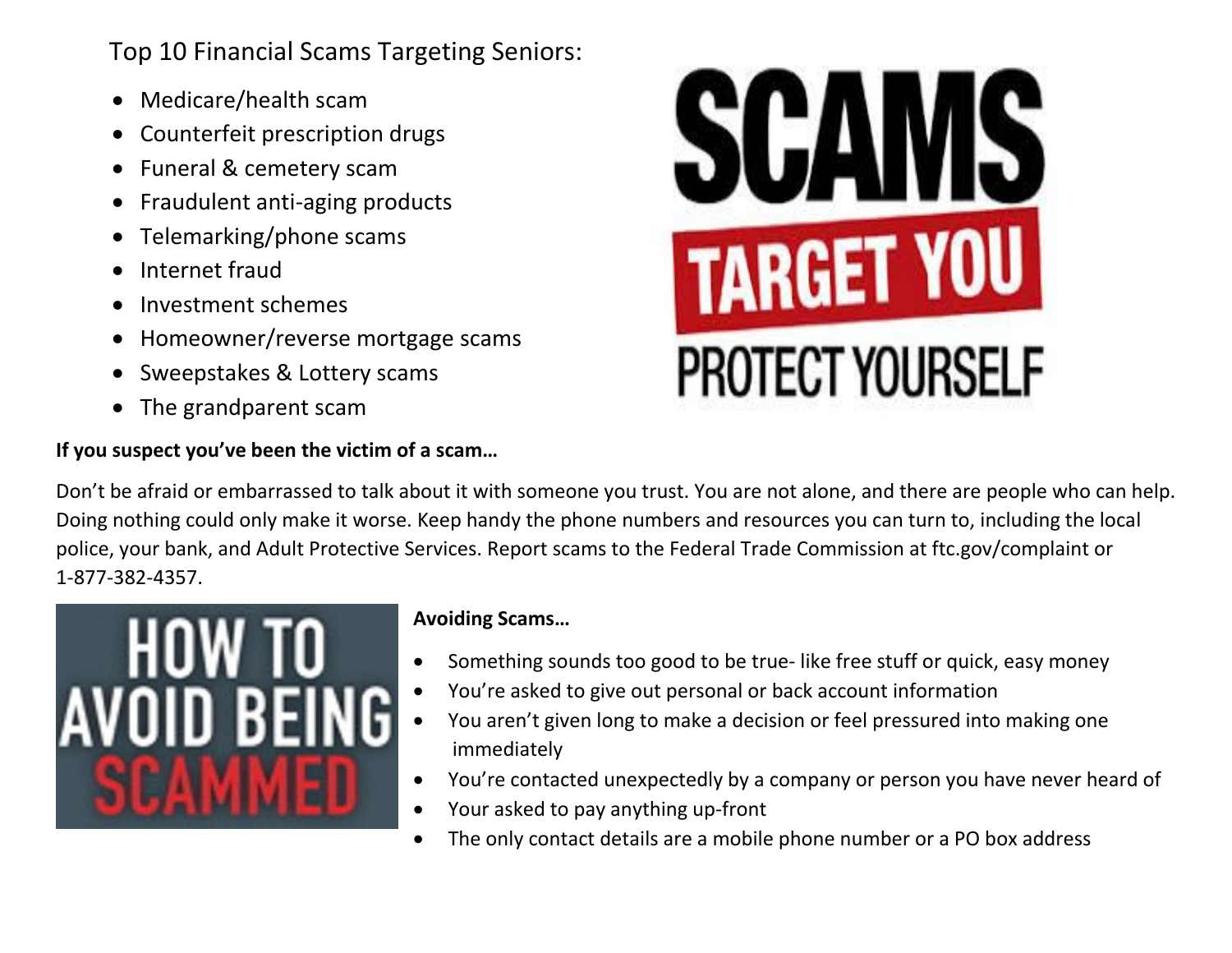Top 10 Financial Scams Targeting Seniors:

- Medicare/health scam
- Counterfeit prescription drugs
- Funeral & cemetery scam
- Fraudulent anti-aging products
- Telemarking/phone scams
- Internet fraud
- Investment schemes
- Homeowner/reverse mortgage scams
- Sweepstakes & Lottery scams
- The grandparent scam

**If you suspect you've been the victim of a scam…**

Don't be afraid or embarrassed to talk about it with someone you trust. You are not alone, and there are people who can help. Doing nothing could only make it worse. Keep handy the phone numbers and resources you can turn to, including the local police, your bank, and Adult Protective Services. Report scams to the Federal Trade Commission at ftc.gov/complaint or 1-877-382-4357.

**Avoiding Scams…**

- Something sounds too good to be true- like free stuff or quick, easy money
- You're asked to give out personal or back account information
- You aren't given long to make a decision or feel pressured into making one immediately
- You're contacted unexpectedly by a company or person you have never heard of
- Your asked to pay anything up-front
- The only contact details are a mobile phone number or a PO box address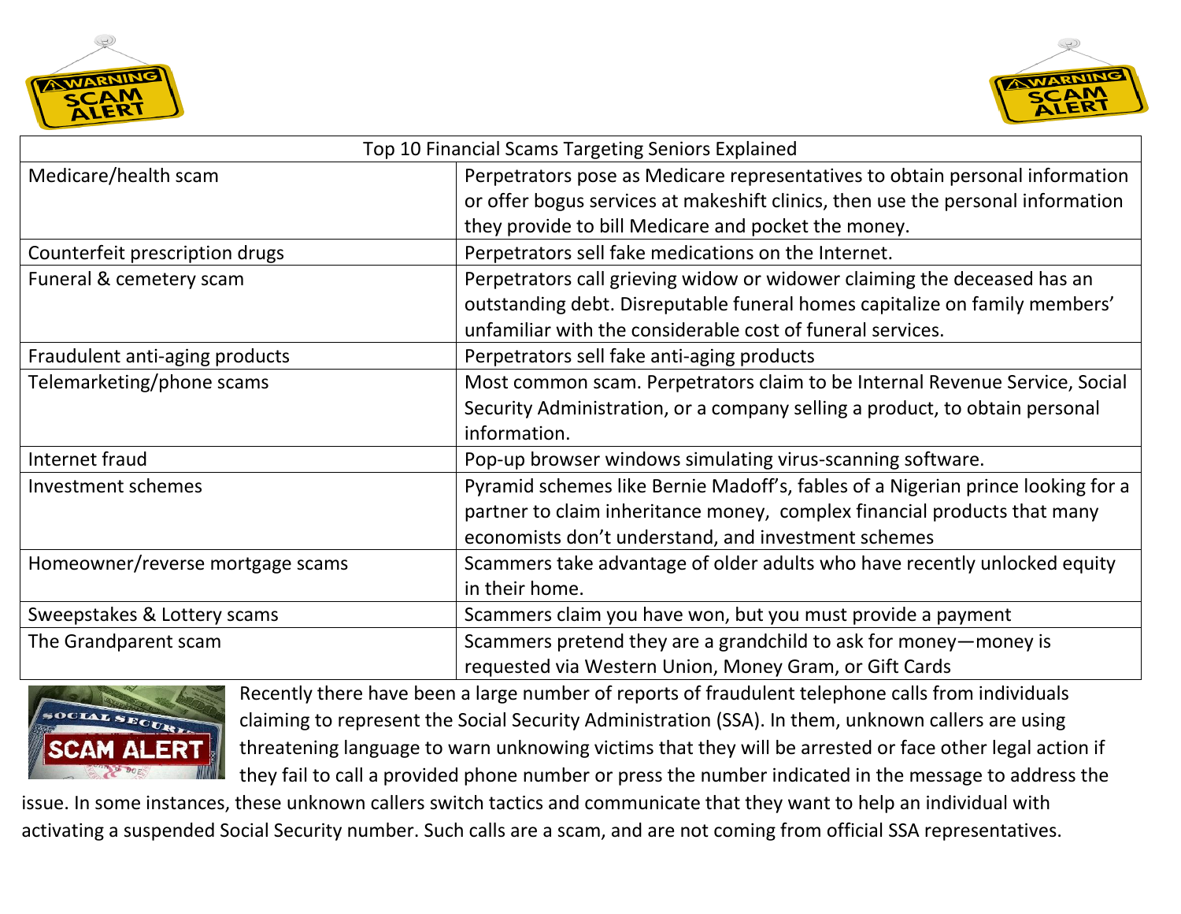| Top 10 Financial Scams Targeting Seniors Explained | |
|---|---|
| Medicare/health scam | Perpetrators pose as Medicare representatives to obtain personal information or offer bogus services at makeshift clinics, then use the personal information they provide to bill Medicare and pocket the money. |
| Counterfeit prescription drugs | Perpetrators sell fake medications on the Internet. |
| Funeral & cemetery scam | Perpetrators call grieving widow or widower claiming the deceased has an outstanding debt. Disreputable funeral homes capitalize on family members' unfamiliar with the considerable cost of funeral services. |
| Fraudulent anti-aging products | Perpetrators sell fake anti-aging products |
| Telemarketing/phone scams | Most common scam. Perpetrators claim to be Internal Revenue Service, Social Security Administration, or a company selling a product, to obtain personal information. |
| Internet fraud | Pop-up browser windows simulating virus-scanning software. |
| Investment schemes | Pyramid schemes like Bernie Madoff's, fables of a Nigerian prince looking for a partner to claim inheritance money, complex financial products that many economists don't understand, and investment schemes |
| Homeowner/reverse mortgage scams | Scammers take advantage of older adults who have recently unlocked equity in their home. |
| Sweepstakes & Lottery scams | Scammers claim you have won, but you must provide a payment |
| The Grandparent scam | Scammers pretend they are a grandchild to ask for money—money is requested via Western Union, Money Gram, or Gift Cards |

Recently there have been a large number of reports of fraudulent telephone calls from individuals claiming to represent the Social Security Administration (SSA). In them, unknown callers are using threatening language to warn unknowing victims that they will be arrested or face other legal action if they fail to call a provided phone number or press the number indicated in the message to address the issue. In some instances, these unknown callers switch tactics and communicate that they want to help an individual with activating a suspended Social Security number. Such calls are a scam, and are not coming from official SSA representatives.